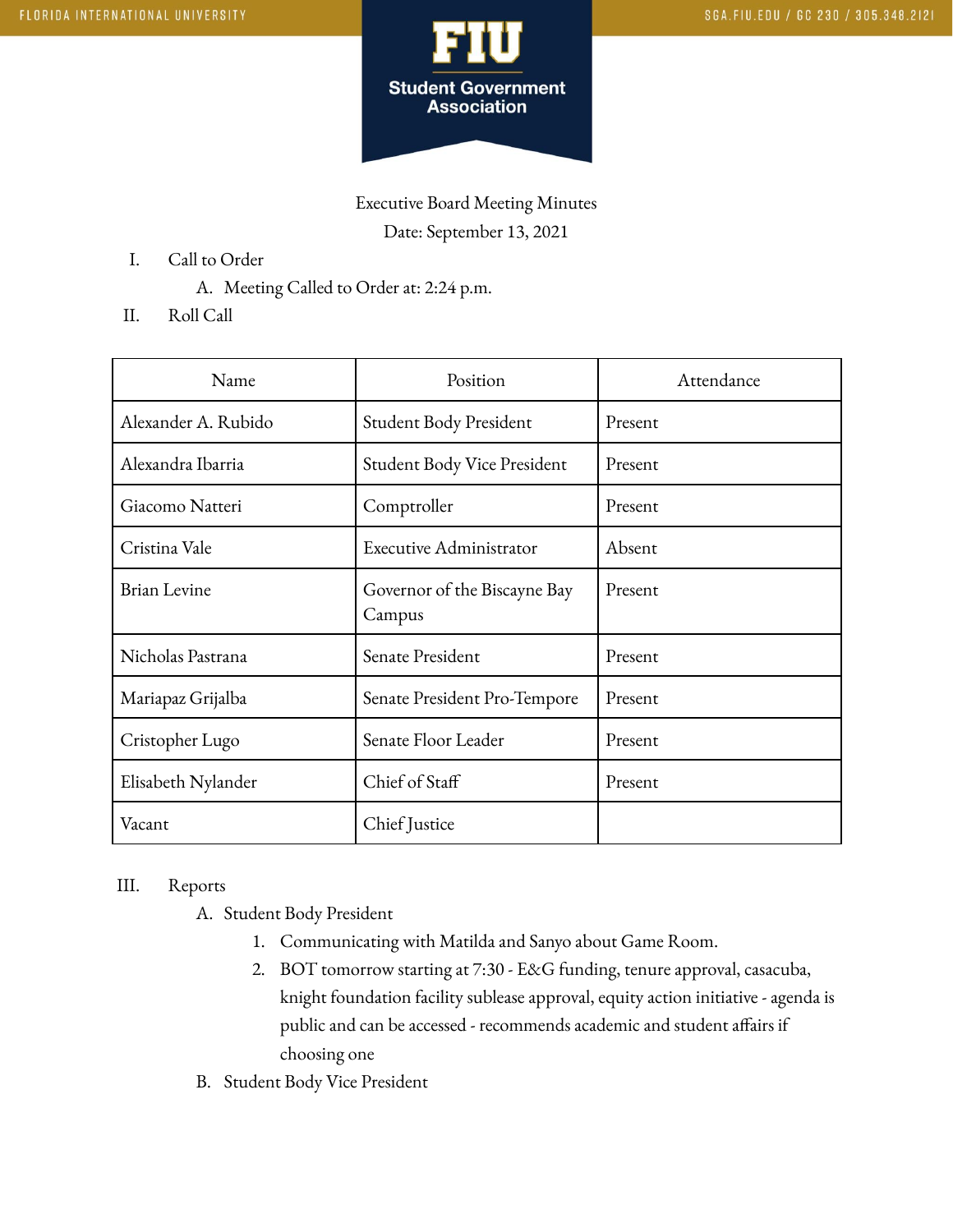Executive Board Meeting Minutes

Date: September 13, 2021

I. Call to Order
   A. Meeting Called to Order at: 2:24 p.m.

II. Roll Call

| Name | Position | Attendance |
|---|---|---|
| Alexander A. Rubido | Student Body President | Present |
| Alexandra Ibarria | Student Body Vice President | Present |
| Giacomo Natteri | Comptroller | Present |
| Cristina Vale | Executive Administrator | Absent |
| Brian Levine | Governor of the Biscayne Bay Campus | Present |
| Nicholas Pastrana | Senate President | Present |
| Mariapaz Grijalba | Senate President Pro-Tempore | Present |
| Cristopher Lugo | Senate Floor Leader | Present |
| Elisabeth Nylander | Chief of Staff | Present |
| Vacant | Chief Justice | |

III. Reports
   A. Student Body President
      1. Communicating with Matilda and Sanyo about Game Room.
      2. BOT tomorrow starting at 7:30 - E&G funding, tenure approval, casacuba, knight foundation facility sublease approval, equity action initiative - agenda is public and can be accessed - recommends academic and student affairs if choosing one
   B. Student Body Vice President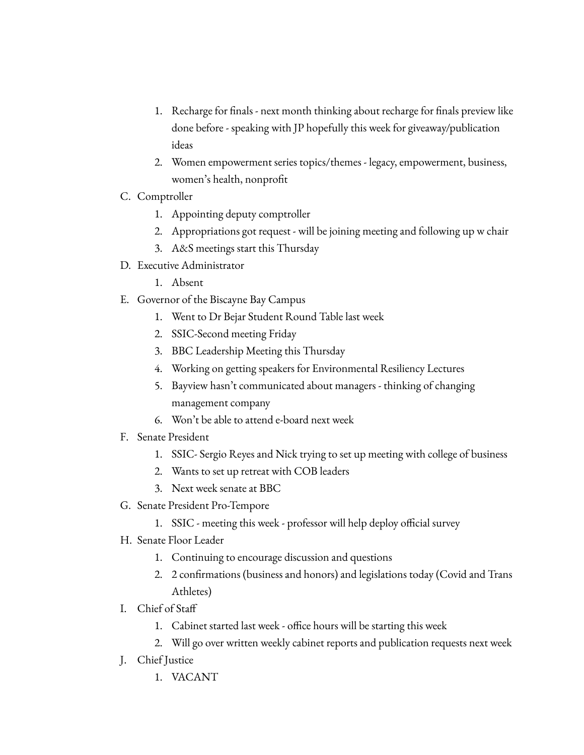1. Recharge for finals - next month thinking about recharge for finals preview like done before - speaking with JP hopefully this week for giveaway/publication ideas
2. Women empowerment series topics/themes - legacy, empowerment, business, women's health, nonprofit

C. Comptroller
   1. Appointing deputy comptroller
   2. Appropriations got request - will be joining meeting and following up w chair
   3. A&S meetings start this Thursday

D. Executive Administrator
   1. Absent

E. Governor of the Biscayne Bay Campus
   1. Went to Dr Bejar Student Round Table last week
   2. SSIC-Second meeting Friday
   3. BBC Leadership Meeting this Thursday
   4. Working on getting speakers for Environmental Resiliency Lectures
   5. Bayview hasn't communicated about managers - thinking of changing management company
   6. Won't be able to attend e-board next week

F. Senate President
   1. SSIC- Sergio Reyes and Nick trying to set up meeting with college of business
   2. Wants to set up retreat with COB leaders
   3. Next week senate at BBC

G. Senate President Pro-Tempore
   1. SSIC - meeting this week - professor will help deploy official survey

H. Senate Floor Leader
   1. Continuing to encourage discussion and questions
   2. 2 confirmations (business and honors) and legislations today (Covid and Trans Athletes)

I. Chief of Staff
   1. Cabinet started last week - office hours will be starting this week
   2. Will go over written weekly cabinet reports and publication requests next week

J. Chief Justice
   1. VACANT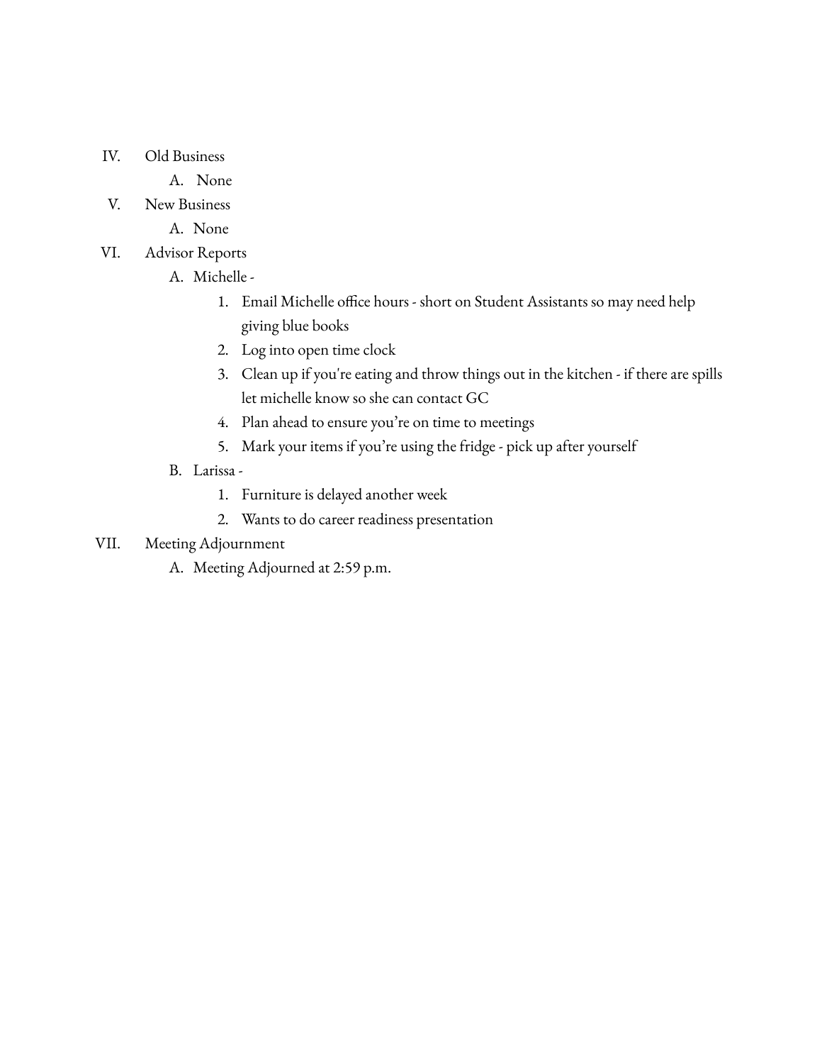IV. Old Business

   A. None

V. New Business

   A. None

VI. Advisor Reports

   A. Michelle -

      1. Email Michelle office hours - short on Student Assistants so may need help giving blue books
      2. Log into open time clock
      3. Clean up if you're eating and throw things out in the kitchen - if there are spills let michelle know so she can contact GC
      4. Plan ahead to ensure you're on time to meetings
      5. Mark your items if you're using the fridge - pick up after yourself

   B. Larissa -

      1. Furniture is delayed another week
      2. Wants to do career readiness presentation

VII. Meeting Adjournment

   A. Meeting Adjourned at 2:59 p.m.